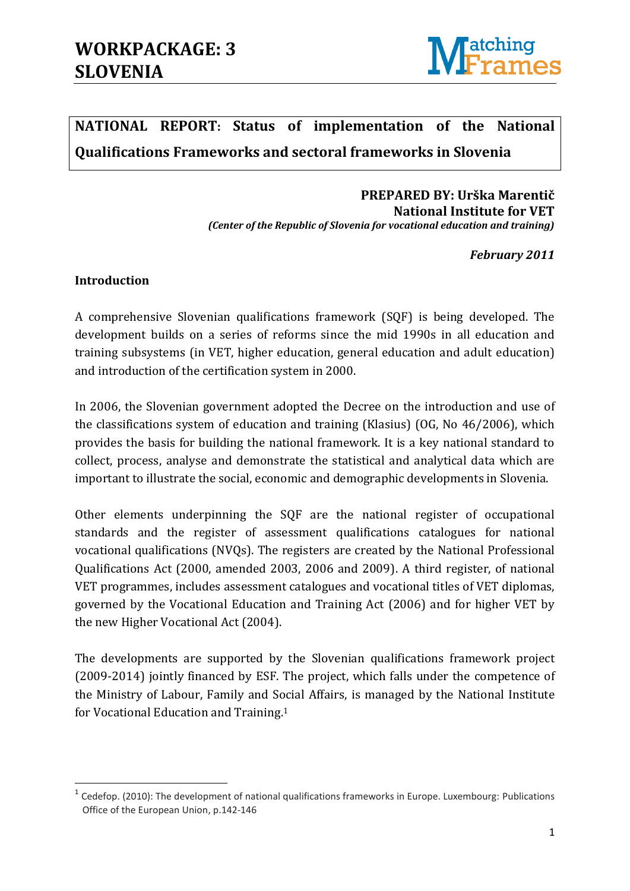# WORKPACKAGE: 3
# SLOVENIA

## NATIONAL REPORT: Status of implementation of the National Qualifications Frameworks and sectoral frameworks in Slovenia

**PREPARED BY: Urška Marentič**
**National Institute for VET**
***(Center of the Republic of Slovenia for vocational education and training)***

***February 2011***

### Introduction

A comprehensive Slovenian qualifications framework (SQF) is being developed. The development builds on a series of reforms since the mid 1990s in all education and training subsystems (in VET, higher education, general education and adult education) and introduction of the certification system in 2000.

In 2006, the Slovenian government adopted the Decree on the introduction and use of the classifications system of education and training (Klasius) (OG, No 46/2006), which provides the basis for building the national framework. It is a key national standard to collect, process, analyse and demonstrate the statistical and analytical data which are important to illustrate the social, economic and demographic developments in Slovenia.

Other elements underpinning the SQF are the national register of occupational standards and the register of assessment qualifications catalogues for national vocational qualifications (NVQs). The registers are created by the National Professional Qualifications Act (2000, amended 2003, 2006 and 2009). A third register, of national VET programmes, includes assessment catalogues and vocational titles of VET diplomas, governed by the Vocational Education and Training Act (2006) and for higher VET by the new Higher Vocational Act (2004).

The developments are supported by the Slovenian qualifications framework project (2009-2014) jointly financed by ESF. The project, which falls under the competence of the Ministry of Labour, Family and Social Affairs, is managed by the National Institute for Vocational Education and Training.[1]

[1] Cedefop. (2010): The development of national qualifications frameworks in Europe. Luxembourg: Publications Office of the European Union, p.142-146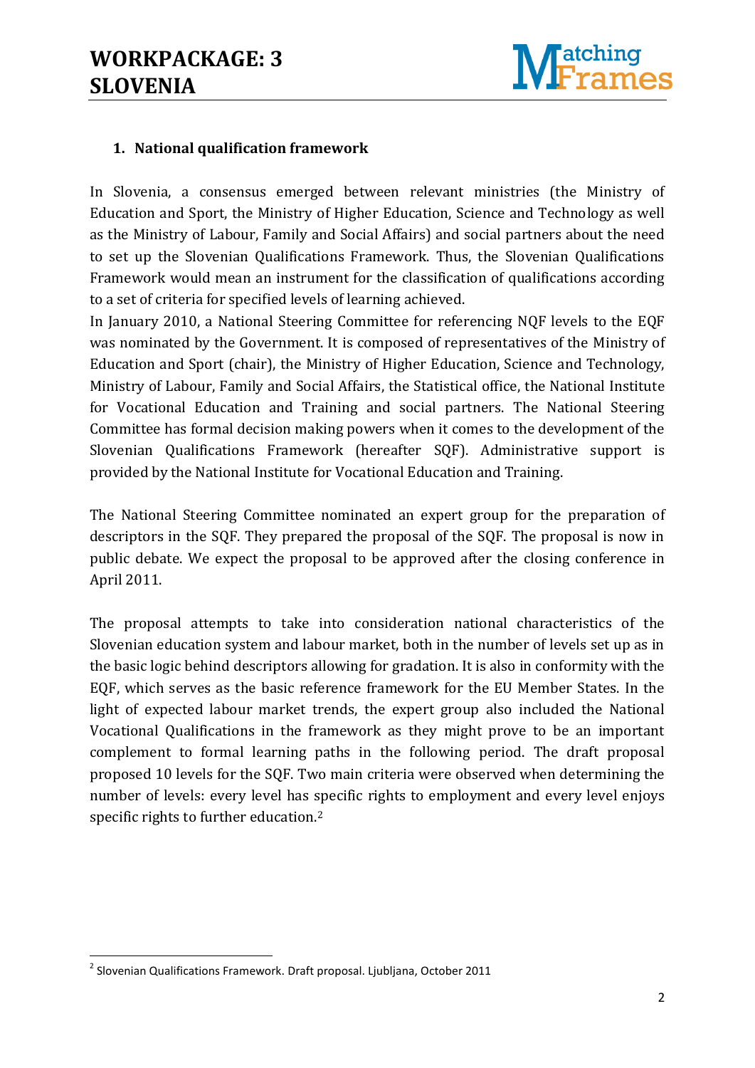## 1. National qualification framework

In Slovenia, a consensus emerged between relevant ministries (the Ministry of Education and Sport, the Ministry of Higher Education, Science and Technology as well as the Ministry of Labour, Family and Social Affairs) and social partners about the need to set up the Slovenian Qualifications Framework. Thus, the Slovenian Qualifications Framework would mean an instrument for the classification of qualifications according to a set of criteria for specified levels of learning achieved.

In January 2010, a National Steering Committee for referencing NQF levels to the EQF was nominated by the Government. It is composed of representatives of the Ministry of Education and Sport (chair), the Ministry of Higher Education, Science and Technology, Ministry of Labour, Family and Social Affairs, the Statistical office, the National Institute for Vocational Education and Training and social partners. The National Steering Committee has formal decision making powers when it comes to the development of the Slovenian Qualifications Framework (hereafter SQF). Administrative support is provided by the National Institute for Vocational Education and Training.

The National Steering Committee nominated an expert group for the preparation of descriptors in the SQF. They prepared the proposal of the SQF. The proposal is now in public debate. We expect the proposal to be approved after the closing conference in April 2011.

The proposal attempts to take into consideration national characteristics of the Slovenian education system and labour market, both in the number of levels set up as in the basic logic behind descriptors allowing for gradation. It is also in conformity with the EQF, which serves as the basic reference framework for the EU Member States. In the light of expected labour market trends, the expert group also included the National Vocational Qualifications in the framework as they might prove to be an important complement to formal learning paths in the following period. The draft proposal proposed 10 levels for the SQF. Two main criteria were observed when determining the number of levels: every level has specific rights to employment and every level enjoys specific rights to further education.[2]

[2] Slovenian Qualifications Framework. Draft proposal. Ljubljana, October 2011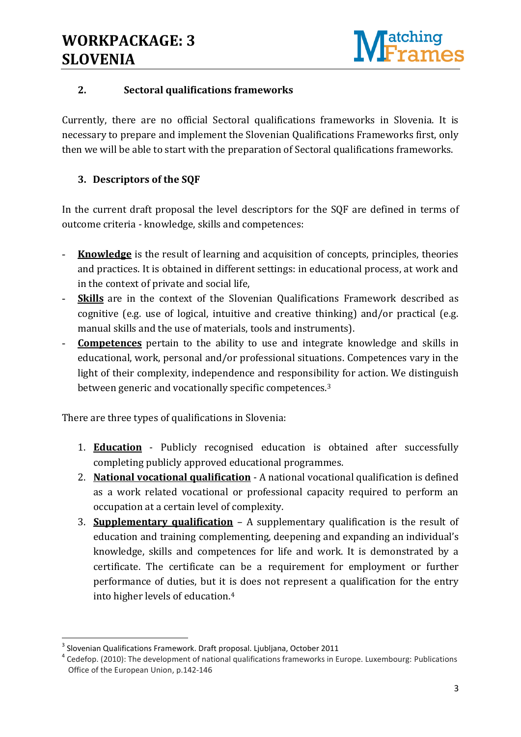## 2. Sectoral qualifications frameworks

Currently, there are no official Sectoral qualifications frameworks in Slovenia. It is necessary to prepare and implement the Slovenian Qualifications Frameworks first, only then we will be able to start with the preparation of Sectoral qualifications frameworks.

## 3. Descriptors of the SQF

In the current draft proposal the level descriptors for the SQF are defined in terms of outcome criteria - knowledge, skills and competences:

- **Knowledge** is the result of learning and acquisition of concepts, principles, theories and practices. It is obtained in different settings: in educational process, at work and in the context of private and social life,
- **Skills** are in the context of the Slovenian Qualifications Framework described as cognitive (e.g. use of logical, intuitive and creative thinking) and/or practical (e.g. manual skills and the use of materials, tools and instruments).
- **Competences** pertain to the ability to use and integrate knowledge and skills in educational, work, personal and/or professional situations. Competences vary in the light of their complexity, independence and responsibility for action. We distinguish between generic and vocationally specific competences.[3]

There are three types of qualifications in Slovenia:

1. **Education** - Publicly recognised education is obtained after successfully completing publicly approved educational programmes.
2. **National vocational qualification** - A national vocational qualification is defined as a work related vocational or professional capacity required to perform an occupation at a certain level of complexity.
3. **Supplementary qualification** – A supplementary qualification is the result of education and training complementing, deepening and expanding an individual's knowledge, skills and competences for life and work. It is demonstrated by a certificate. The certificate can be a requirement for employment or further performance of duties, but it is does not represent a qualification for the entry into higher levels of education.[4]

---

[3] Slovenian Qualifications Framework. Draft proposal. Ljubljana, October 2011

[4] Cedefop. (2010): The development of national qualifications frameworks in Europe. Luxembourg: Publications Office of the European Union, p.142-146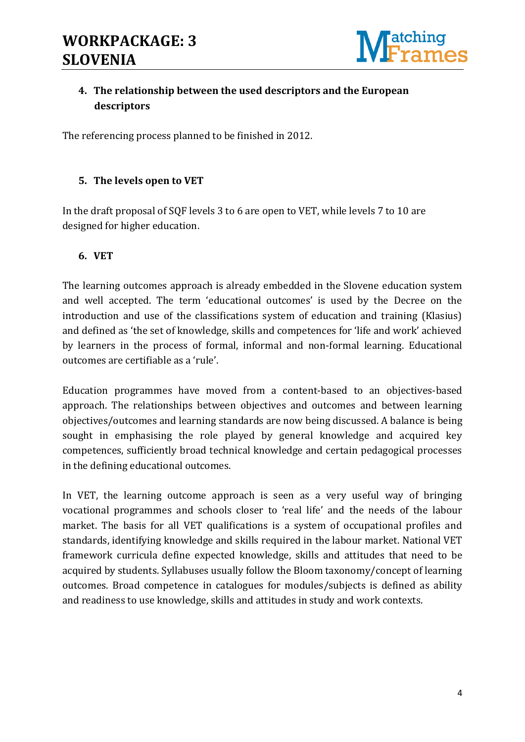## 4. The relationship between the used descriptors and the European descriptors

The referencing process planned to be finished in 2012.

## 5. The levels open to VET

In the draft proposal of SQF levels 3 to 6 are open to VET, while levels 7 to 10 are designed for higher education.

## 6. VET

The learning outcomes approach is already embedded in the Slovene education system and well accepted. The term 'educational outcomes' is used by the Decree on the introduction and use of the classifications system of education and training (Klasius) and defined as 'the set of knowledge, skills and competences for 'life and work' achieved by learners in the process of formal, informal and non-formal learning. Educational outcomes are certifiable as a 'rule'.

Education programmes have moved from a content-based to an objectives-based approach. The relationships between objectives and outcomes and between learning objectives/outcomes and learning standards are now being discussed. A balance is being sought in emphasising the role played by general knowledge and acquired key competences, sufficiently broad technical knowledge and certain pedagogical processes in the defining educational outcomes.

In VET, the learning outcome approach is seen as a very useful way of bringing vocational programmes and schools closer to 'real life' and the needs of the labour market. The basis for all VET qualifications is a system of occupational profiles and standards, identifying knowledge and skills required in the labour market. National VET framework curricula define expected knowledge, skills and attitudes that need to be acquired by students. Syllabuses usually follow the Bloom taxonomy/concept of learning outcomes. Broad competence in catalogues for modules/subjects is defined as ability and readiness to use knowledge, skills and attitudes in study and work contexts.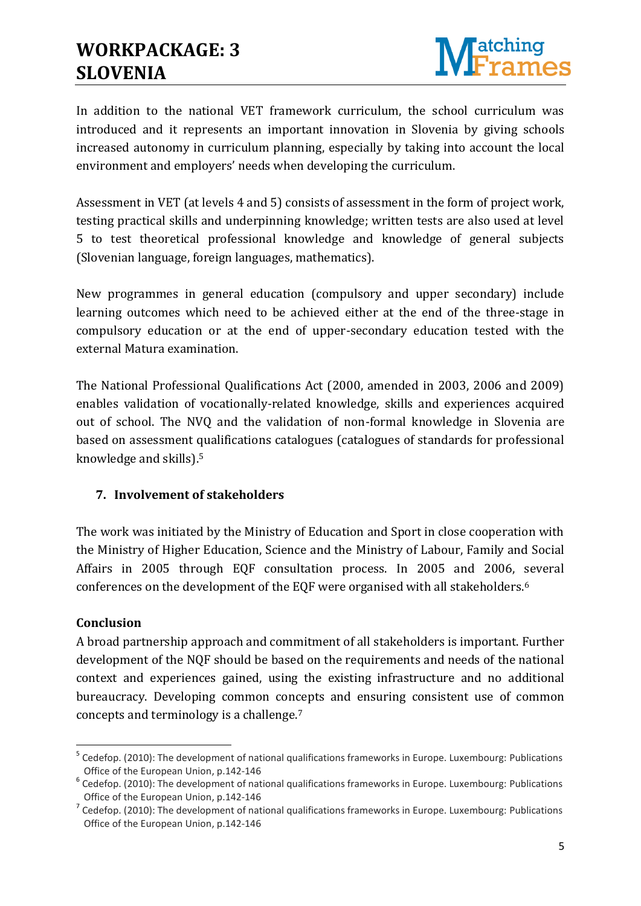In addition to the national VET framework curriculum, the school curriculum was introduced and it represents an important innovation in Slovenia by giving schools increased autonomy in curriculum planning, especially by taking into account the local environment and employers' needs when developing the curriculum.

Assessment in VET (at levels 4 and 5) consists of assessment in the form of project work, testing practical skills and underpinning knowledge; written tests are also used at level 5 to test theoretical professional knowledge and knowledge of general subjects (Slovenian language, foreign languages, mathematics).

New programmes in general education (compulsory and upper secondary) include learning outcomes which need to be achieved either at the end of the three-stage in compulsory education or at the end of upper-secondary education tested with the external Matura examination.

The National Professional Qualifications Act (2000, amended in 2003, 2006 and 2009) enables validation of vocationally-related knowledge, skills and experiences acquired out of school. The NVQ and the validation of non-formal knowledge in Slovenia are based on assessment qualifications catalogues (catalogues of standards for professional knowledge and skills).[5]

## 7. Involvement of stakeholders

The work was initiated by the Ministry of Education and Sport in close cooperation with the Ministry of Higher Education, Science and the Ministry of Labour, Family and Social Affairs in 2005 through EQF consultation process. In 2005 and 2006, several conferences on the development of the EQF were organised with all stakeholders.[6]

### Conclusion

A broad partnership approach and commitment of all stakeholders is important. Further development of the NQF should be based on the requirements and needs of the national context and experiences gained, using the existing infrastructure and no additional bureaucracy. Developing common concepts and ensuring consistent use of common concepts and terminology is a challenge.[7]

---

[5] Cedefop. (2010): The development of national qualifications frameworks in Europe. Luxembourg: Publications Office of the European Union, p.142-146

[6] Cedefop. (2010): The development of national qualifications frameworks in Europe. Luxembourg: Publications Office of the European Union, p.142-146

[7] Cedefop. (2010): The development of national qualifications frameworks in Europe. Luxembourg: Publications Office of the European Union, p.142-146